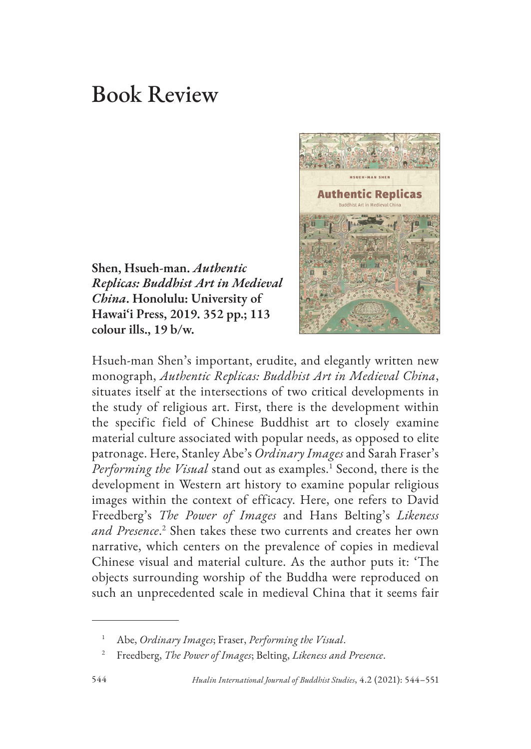# Book Review

**Shen, Hsueh-man. *Authentic Replicas: Buddhist Art in Medieval China*. Honolulu: University of Hawai'i Press, 2019. 352 pp.; 113 colour ills., 19 b/w.**

Hsueh-man Shen's important, erudite, and elegantly written new monograph, *Authentic Replicas: Buddhist Art in Medieval China*, situates itself at the intersections of two critical developments in the study of religious art. First, there is the development within the specific field of Chinese Buddhist art to closely examine material culture associated with popular needs, as opposed to elite patronage. Here, Stanley Abe's *Ordinary Images* and Sarah Fraser's *Performing the Visual* stand out as examples.[1] Second, there is the development in Western art history to examine popular religious images within the context of efficacy. Here, one refers to David Freedberg's *The Power of Images* and Hans Belting's *Likeness and Presence*.[2] Shen takes these two currents and creates her own narrative, which centers on the prevalence of copies in medieval Chinese visual and material culture. As the author puts it: 'The objects surrounding worship of the Buddha were reproduced on such an unprecedented scale in medieval China that it seems fair

---

1. Abe, *Ordinary Images*; Fraser, *Performing the Visual*.
2. Freedberg, *The Power of Images*; Belting, *Likeness and Presence*.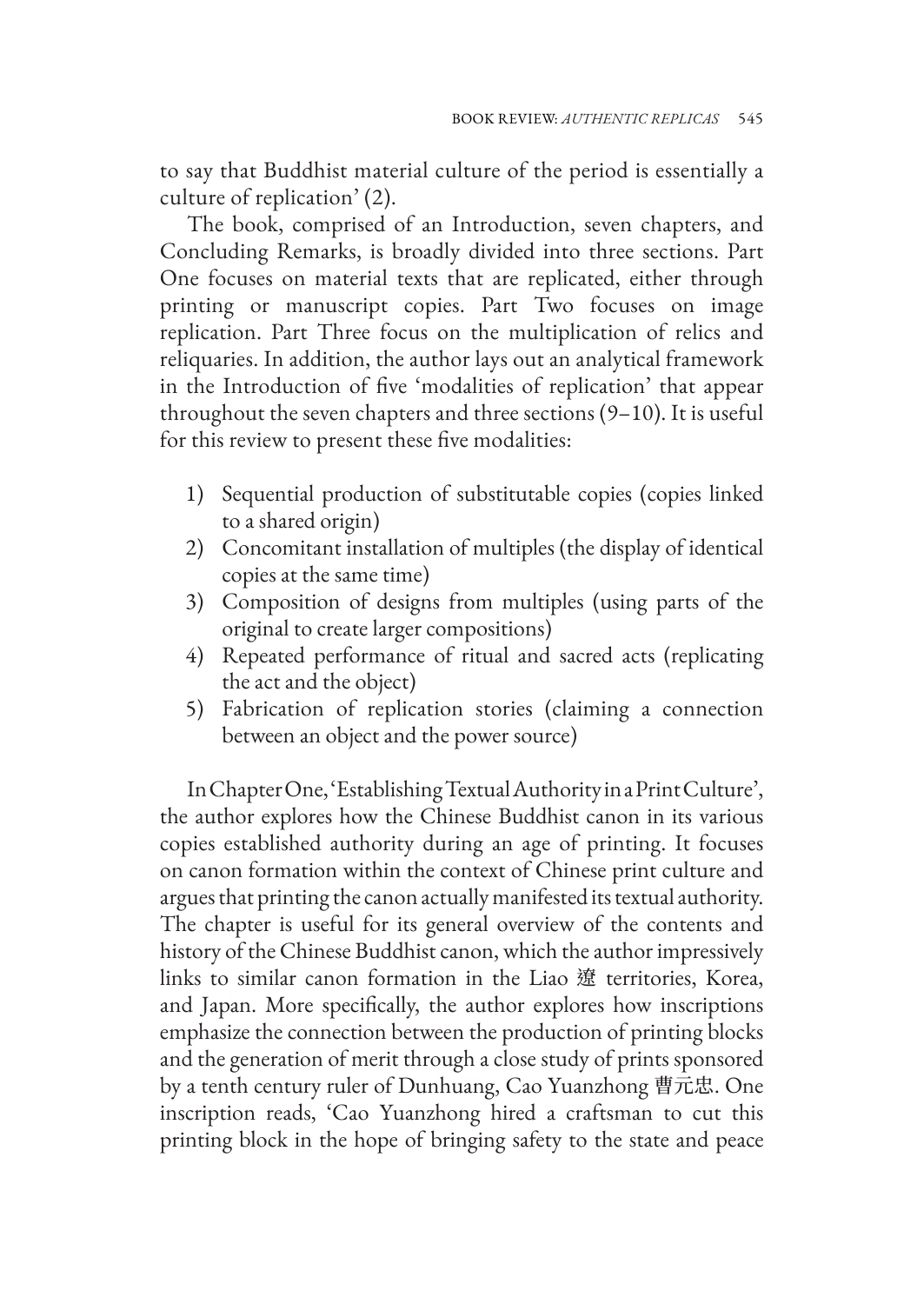to say that Buddhist material culture of the period is essentially a culture of replication' (2).

The book, comprised of an Introduction, seven chapters, and Concluding Remarks, is broadly divided into three sections. Part One focuses on material texts that are replicated, either through printing or manuscript copies. Part Two focuses on image replication. Part Three focus on the multiplication of relics and reliquaries. In addition, the author lays out an analytical framework in the Introduction of five 'modalities of replication' that appear throughout the seven chapters and three sections (9–10). It is useful for this review to present these five modalities:

1) Sequential production of substitutable copies (copies linked to a shared origin)
2) Concomitant installation of multiples (the display of identical copies at the same time)
3) Composition of designs from multiples (using parts of the original to create larger compositions)
4) Repeated performance of ritual and sacred acts (replicating the act and the object)
5) Fabrication of replication stories (claiming a connection between an object and the power source)

In Chapter One, 'Establishing Textual Authority in a Print Culture', the author explores how the Chinese Buddhist canon in its various copies established authority during an age of printing. It focuses on canon formation within the context of Chinese print culture and argues that printing the canon actually manifested its textual authority. The chapter is useful for its general overview of the contents and history of the Chinese Buddhist canon, which the author impressively links to similar canon formation in the Liao 遼 territories, Korea, and Japan. More specifically, the author explores how inscriptions emphasize the connection between the production of printing blocks and the generation of merit through a close study of prints sponsored by a tenth century ruler of Dunhuang, Cao Yuanzhong 曹元忠. One inscription reads, 'Cao Yuanzhong hired a craftsman to cut this printing block in the hope of bringing safety to the state and peace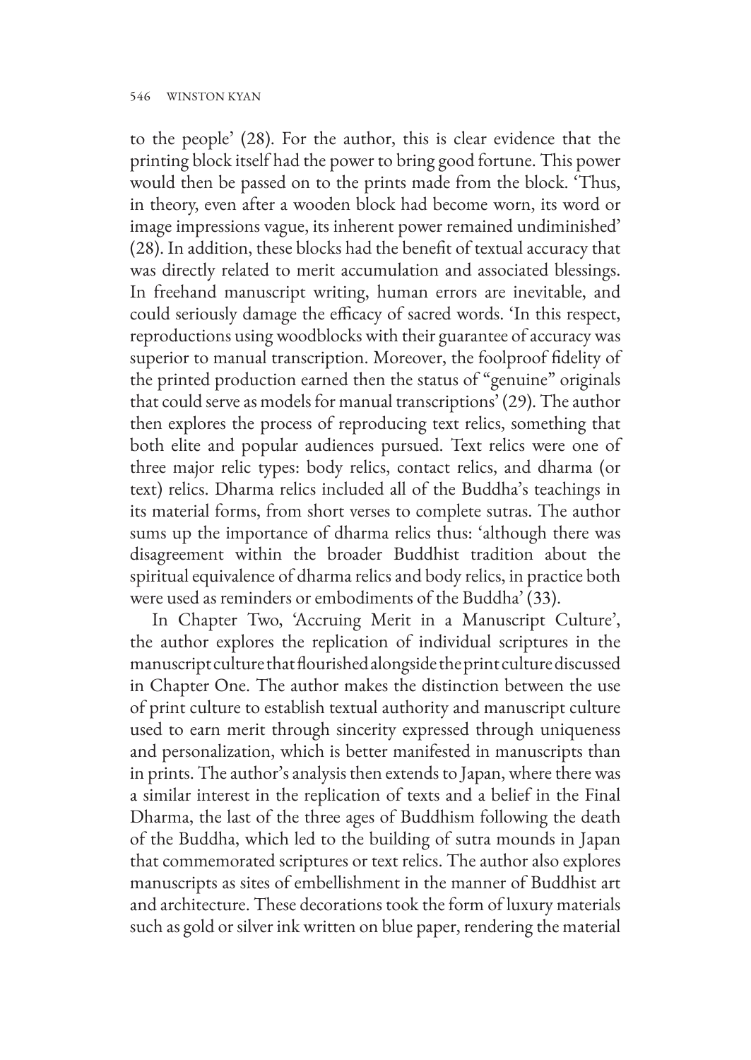to the people' (28). For the author, this is clear evidence that the printing block itself had the power to bring good fortune. This power would then be passed on to the prints made from the block. 'Thus, in theory, even after a wooden block had become worn, its word or image impressions vague, its inherent power remained undiminished' (28). In addition, these blocks had the benefit of textual accuracy that was directly related to merit accumulation and associated blessings. In freehand manuscript writing, human errors are inevitable, and could seriously damage the efficacy of sacred words. 'In this respect, reproductions using woodblocks with their guarantee of accuracy was superior to manual transcription. Moreover, the foolproof fidelity of the printed production earned then the status of "genuine" originals that could serve as models for manual transcriptions' (29). The author then explores the process of reproducing text relics, something that both elite and popular audiences pursued. Text relics were one of three major relic types: body relics, contact relics, and dharma (or text) relics. Dharma relics included all of the Buddha's teachings in its material forms, from short verses to complete sutras. The author sums up the importance of dharma relics thus: 'although there was disagreement within the broader Buddhist tradition about the spiritual equivalence of dharma relics and body relics, in practice both were used as reminders or embodiments of the Buddha' (33).

In Chapter Two, 'Accruing Merit in a Manuscript Culture', the author explores the replication of individual scriptures in the manuscript culture that flourished alongside the print culture discussed in Chapter One. The author makes the distinction between the use of print culture to establish textual authority and manuscript culture used to earn merit through sincerity expressed through uniqueness and personalization, which is better manifested in manuscripts than in prints. The author's analysis then extends to Japan, where there was a similar interest in the replication of texts and a belief in the Final Dharma, the last of the three ages of Buddhism following the death of the Buddha, which led to the building of sutra mounds in Japan that commemorated scriptures or text relics. The author also explores manuscripts as sites of embellishment in the manner of Buddhist art and architecture. These decorations took the form of luxury materials such as gold or silver ink written on blue paper, rendering the material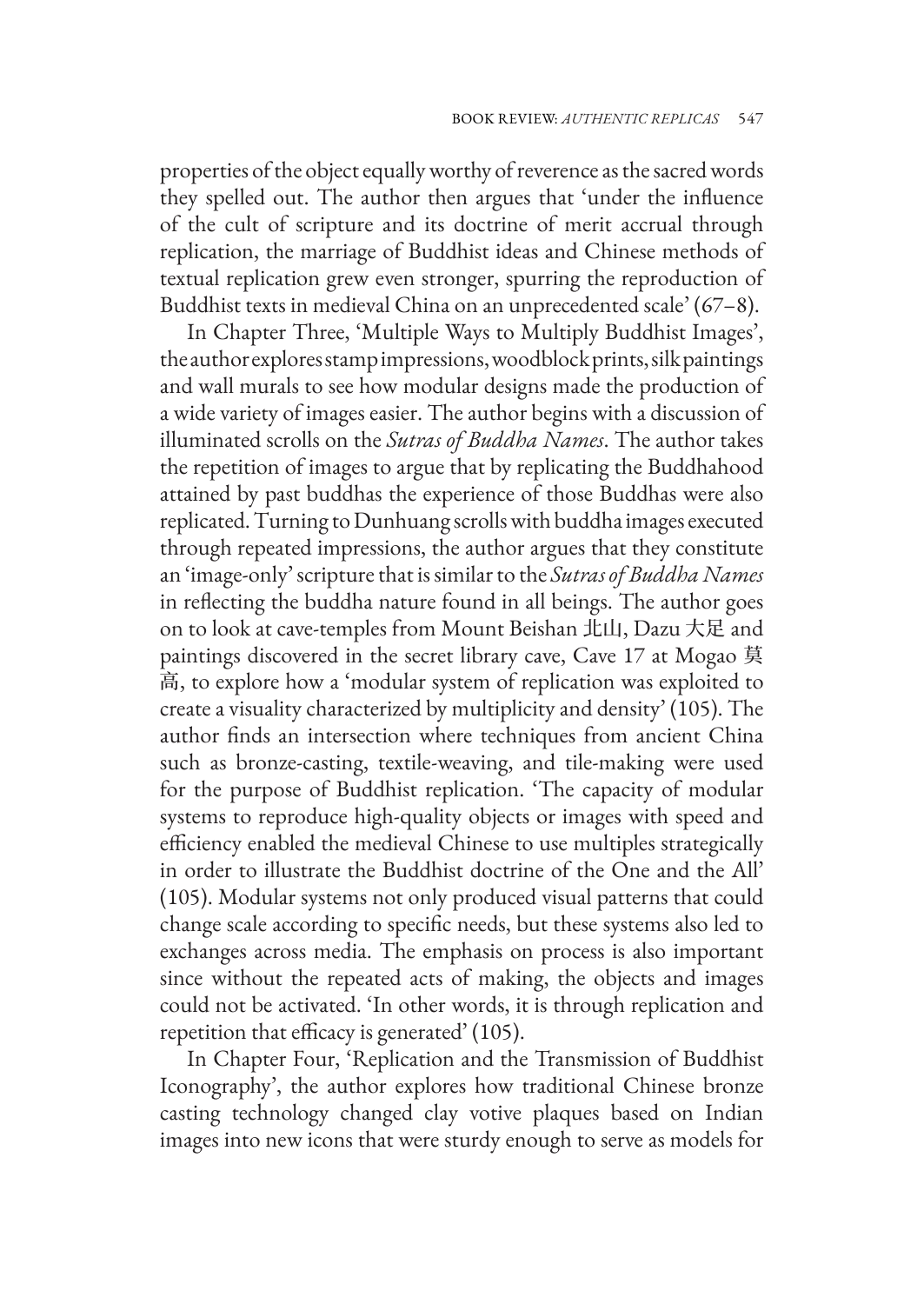properties of the object equally worthy of reverence as the sacred words they spelled out. The author then argues that 'under the influence of the cult of scripture and its doctrine of merit accrual through replication, the marriage of Buddhist ideas and Chinese methods of textual replication grew even stronger, spurring the reproduction of Buddhist texts in medieval China on an unprecedented scale' (67–8).

In Chapter Three, 'Multiple Ways to Multiply Buddhist Images', the author explores stamp impressions, woodblock prints, silk paintings and wall murals to see how modular designs made the production of a wide variety of images easier. The author begins with a discussion of illuminated scrolls on the *Sutras of Buddha Names*. The author takes the repetition of images to argue that by replicating the Buddhahood attained by past buddhas the experience of those Buddhas were also replicated. Turning to Dunhuang scrolls with buddha images executed through repeated impressions, the author argues that they constitute an 'image-only' scripture that is similar to the *Sutras of Buddha Names* in reflecting the buddha nature found in all beings. The author goes on to look at cave-temples from Mount Beishan 北山, Dazu 大足 and paintings discovered in the secret library cave, Cave 17 at Mogao 莫高, to explore how a 'modular system of replication was exploited to create a visuality characterized by multiplicity and density' (105). The author finds an intersection where techniques from ancient China such as bronze-casting, textile-weaving, and tile-making were used for the purpose of Buddhist replication. 'The capacity of modular systems to reproduce high-quality objects or images with speed and efficiency enabled the medieval Chinese to use multiples strategically in order to illustrate the Buddhist doctrine of the One and the All' (105). Modular systems not only produced visual patterns that could change scale according to specific needs, but these systems also led to exchanges across media. The emphasis on process is also important since without the repeated acts of making, the objects and images could not be activated. 'In other words, it is through replication and repetition that efficacy is generated' (105).

In Chapter Four, 'Replication and the Transmission of Buddhist Iconography', the author explores how traditional Chinese bronze casting technology changed clay votive plaques based on Indian images into new icons that were sturdy enough to serve as models for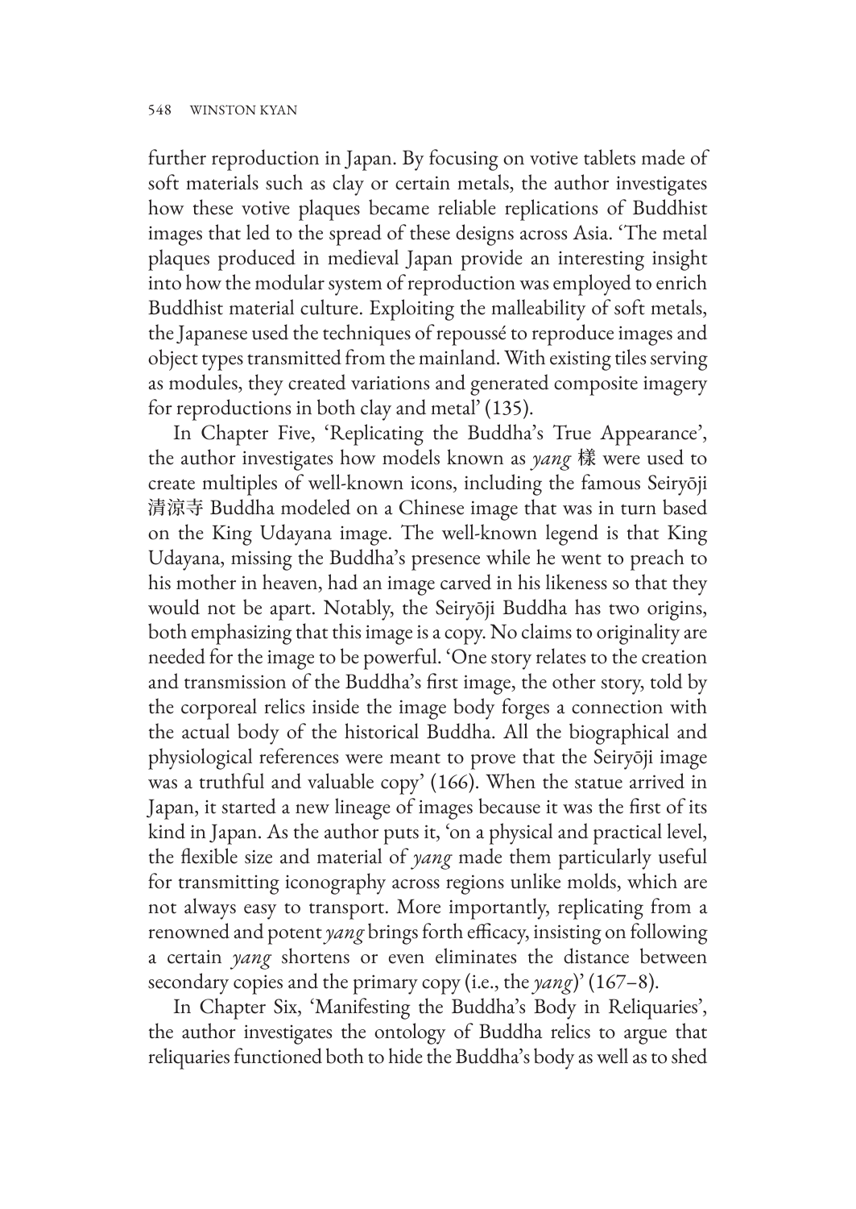further reproduction in Japan. By focusing on votive tablets made of soft materials such as clay or certain metals, the author investigates how these votive plaques became reliable replications of Buddhist images that led to the spread of these designs across Asia. 'The metal plaques produced in medieval Japan provide an interesting insight into how the modular system of reproduction was employed to enrich Buddhist material culture. Exploiting the malleability of soft metals, the Japanese used the techniques of repoussé to reproduce images and object types transmitted from the mainland. With existing tiles serving as modules, they created variations and generated composite imagery for reproductions in both clay and metal' (135).

In Chapter Five, 'Replicating the Buddha's True Appearance', the author investigates how models known as *yang* 樣 were used to create multiples of well-known icons, including the famous Seiryōji 清涼寺 Buddha modeled on a Chinese image that was in turn based on the King Udayana image. The well-known legend is that King Udayana, missing the Buddha's presence while he went to preach to his mother in heaven, had an image carved in his likeness so that they would not be apart. Notably, the Seiryōji Buddha has two origins, both emphasizing that this image is a copy. No claims to originality are needed for the image to be powerful. 'One story relates to the creation and transmission of the Buddha's first image, the other story, told by the corporeal relics inside the image body forges a connection with the actual body of the historical Buddha. All the biographical and physiological references were meant to prove that the Seiryōji image was a truthful and valuable copy' (166). When the statue arrived in Japan, it started a new lineage of images because it was the first of its kind in Japan. As the author puts it, 'on a physical and practical level, the flexible size and material of *yang* made them particularly useful for transmitting iconography across regions unlike molds, which are not always easy to transport. More importantly, replicating from a renowned and potent *yang* brings forth efficacy, insisting on following a certain *yang* shortens or even eliminates the distance between secondary copies and the primary copy (i.e., the *yang*)' (167–8).

In Chapter Six, 'Manifesting the Buddha's Body in Reliquaries', the author investigates the ontology of Buddha relics to argue that reliquaries functioned both to hide the Buddha's body as well as to shed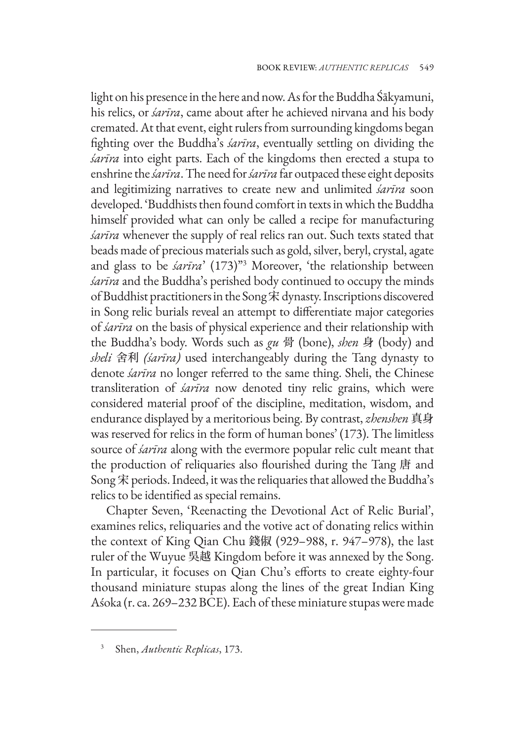light on his presence in the here and now. As for the Buddha Śākyamuni, his relics, or *śarīra*, came about after he achieved nirvana and his body cremated. At that event, eight rulers from surrounding kingdoms began fighting over the Buddha's *śarīra*, eventually settling on dividing the *śarīra* into eight parts. Each of the kingdoms then erected a stupa to enshrine the *śarīra*. The need for *śarīra* far outpaced these eight deposits and legitimizing narratives to create new and unlimited *śarīra* soon developed. 'Buddhists then found comfort in texts in which the Buddha himself provided what can only be called a recipe for manufacturing *śarīra* whenever the supply of real relics ran out. Such texts stated that beads made of precious materials such as gold, silver, beryl, crystal, agate and glass to be *śarīra*' (173)"[3] Moreover, 'the relationship between *śarīra* and the Buddha's perished body continued to occupy the minds of Buddhist practitioners in the Song 宋 dynasty. Inscriptions discovered in Song relic burials reveal an attempt to differentiate major categories of *śarīra* on the basis of physical experience and their relationship with the Buddha's body. Words such as *gu* 骨 (bone), *shen* 身 (body) and *sheli* 舍利 *(śarīra)* used interchangeably during the Tang dynasty to denote *śarīra* no longer referred to the same thing. Sheli, the Chinese transliteration of *śarīra* now denoted tiny relic grains, which were considered material proof of the discipline, meditation, wisdom, and endurance displayed by a meritorious being. By contrast, *zhenshen* 真身 was reserved for relics in the form of human bones' (173). The limitless source of *śarīra* along with the evermore popular relic cult meant that the production of reliquaries also flourished during the Tang 唐 and Song 宋 periods. Indeed, it was the reliquaries that allowed the Buddha's relics to be identified as special remains.

Chapter Seven, 'Reenacting the Devotional Act of Relic Burial', examines relics, reliquaries and the votive act of donating relics within the context of King Qian Chu 錢俶 (929–988, r. 947–978), the last ruler of the Wuyue 吳越 Kingdom before it was annexed by the Song. In particular, it focuses on Qian Chu's efforts to create eighty-four thousand miniature stupas along the lines of the great Indian King Aśoka (r. ca. 269–232 BCE). Each of these miniature stupas were made

---

[3] Shen, *Authentic Replicas*, 173.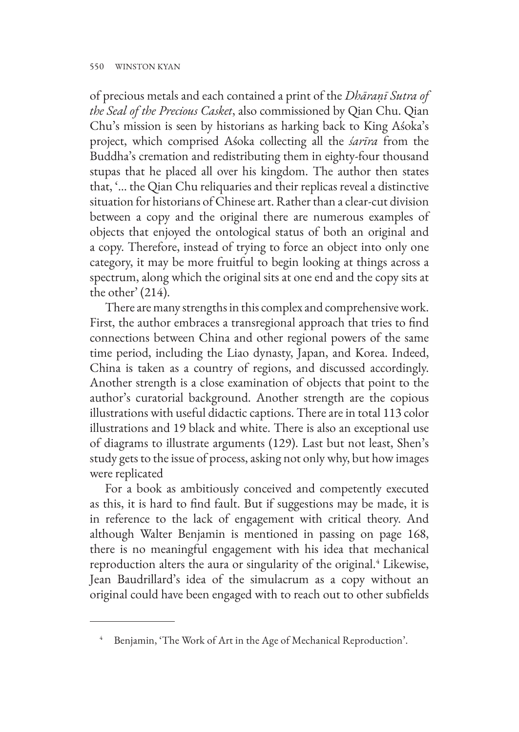of precious metals and each contained a print of the *Dhāraṇī Sutra of the Seal of the Precious Casket*, also commissioned by Qian Chu. Qian Chu's mission is seen by historians as harking back to King Aśoka's project, which comprised Aśoka collecting all the *śarīra* from the Buddha's cremation and redistributing them in eighty-four thousand stupas that he placed all over his kingdom. The author then states that, '… the Qian Chu reliquaries and their replicas reveal a distinctive situation for historians of Chinese art. Rather than a clear-cut division between a copy and the original there are numerous examples of objects that enjoyed the ontological status of both an original and a copy. Therefore, instead of trying to force an object into only one category, it may be more fruitful to begin looking at things across a spectrum, along which the original sits at one end and the copy sits at the other' (214).

There are many strengths in this complex and comprehensive work. First, the author embraces a transregional approach that tries to find connections between China and other regional powers of the same time period, including the Liao dynasty, Japan, and Korea. Indeed, China is taken as a country of regions, and discussed accordingly. Another strength is a close examination of objects that point to the author's curatorial background. Another strength are the copious illustrations with useful didactic captions. There are in total 113 color illustrations and 19 black and white. There is also an exceptional use of diagrams to illustrate arguments (129). Last but not least, Shen's study gets to the issue of process, asking not only why, but how images were replicated

For a book as ambitiously conceived and competently executed as this, it is hard to find fault. But if suggestions may be made, it is in reference to the lack of engagement with critical theory. And although Walter Benjamin is mentioned in passing on page 168, there is no meaningful engagement with his idea that mechanical reproduction alters the aura or singularity of the original.[4] Likewise, Jean Baudrillard's idea of the simulacrum as a copy without an original could have been engaged with to reach out to other subfields

[4] Benjamin, 'The Work of Art in the Age of Mechanical Reproduction'.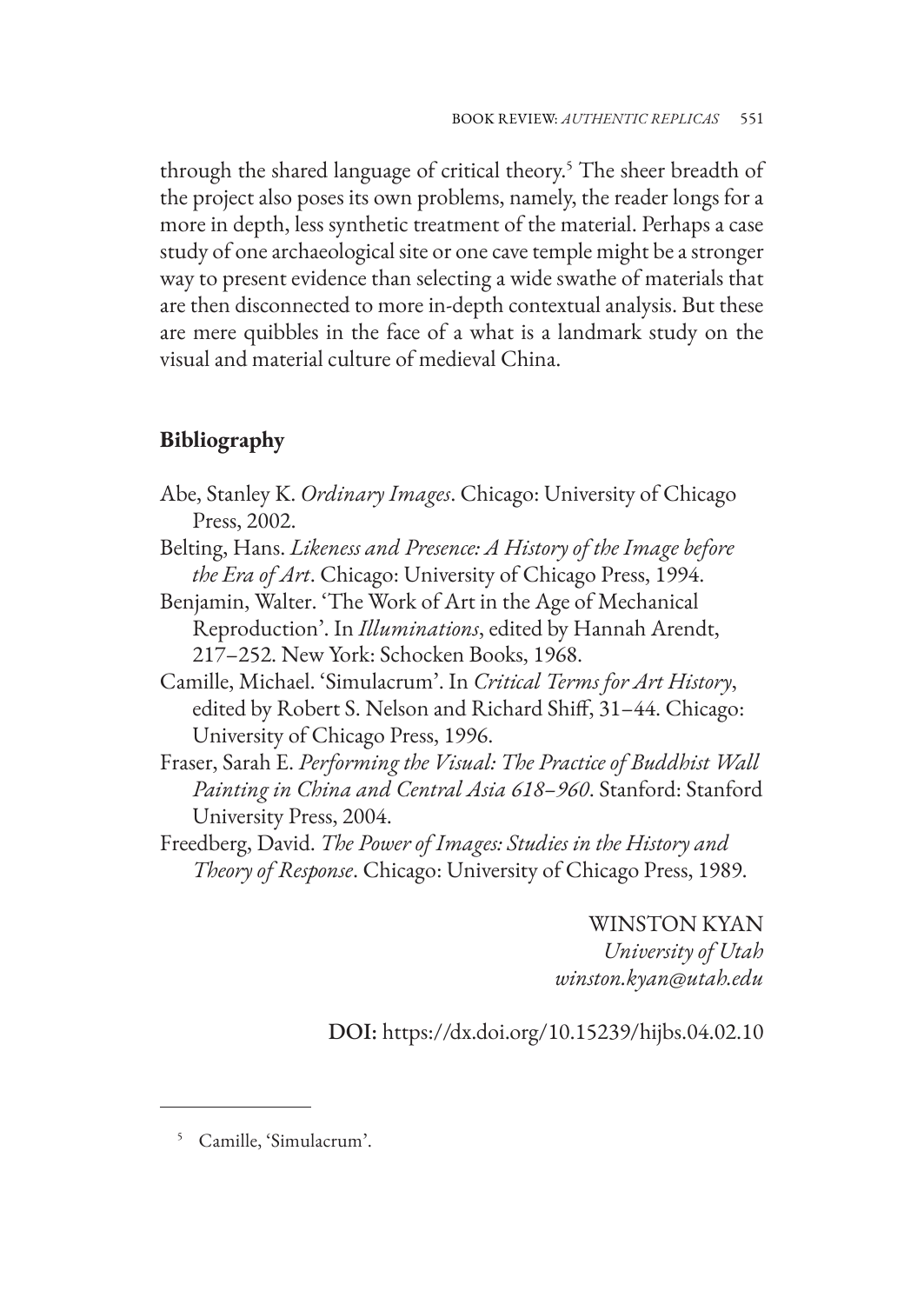through the shared language of critical theory.[5] The sheer breadth of the project also poses its own problems, namely, the reader longs for a more in depth, less synthetic treatment of the material. Perhaps a case study of one archaeological site or one cave temple might be a stronger way to present evidence than selecting a wide swathe of materials that are then disconnected to more in-depth contextual analysis. But these are mere quibbles in the face of a what is a landmark study on the visual and material culture of medieval China.

## Bibliography

Abe, Stanley K. *Ordinary Images*. Chicago: University of Chicago Press, 2002.

Belting, Hans. *Likeness and Presence: A History of the Image before the Era of Art*. Chicago: University of Chicago Press, 1994.

Benjamin, Walter. 'The Work of Art in the Age of Mechanical Reproduction'. In *Illuminations*, edited by Hannah Arendt, 217–252. New York: Schocken Books, 1968.

Camille, Michael. 'Simulacrum'. In *Critical Terms for Art History*, edited by Robert S. Nelson and Richard Shiff, 31–44. Chicago: University of Chicago Press, 1996.

Fraser, Sarah E. *Performing the Visual: The Practice of Buddhist Wall Painting in China and Central Asia 618–960*. Stanford: Stanford University Press, 2004.

Freedberg, David. *The Power of Images: Studies in the History and Theory of Response*. Chicago: University of Chicago Press, 1989.

WINSTON KYAN
*University of Utah*
*winston.kyan@utah.edu*

**DOI:** https://dx.doi.org/10.15239/hijbs.04.02.10

---

[5] Camille, 'Simulacrum'.